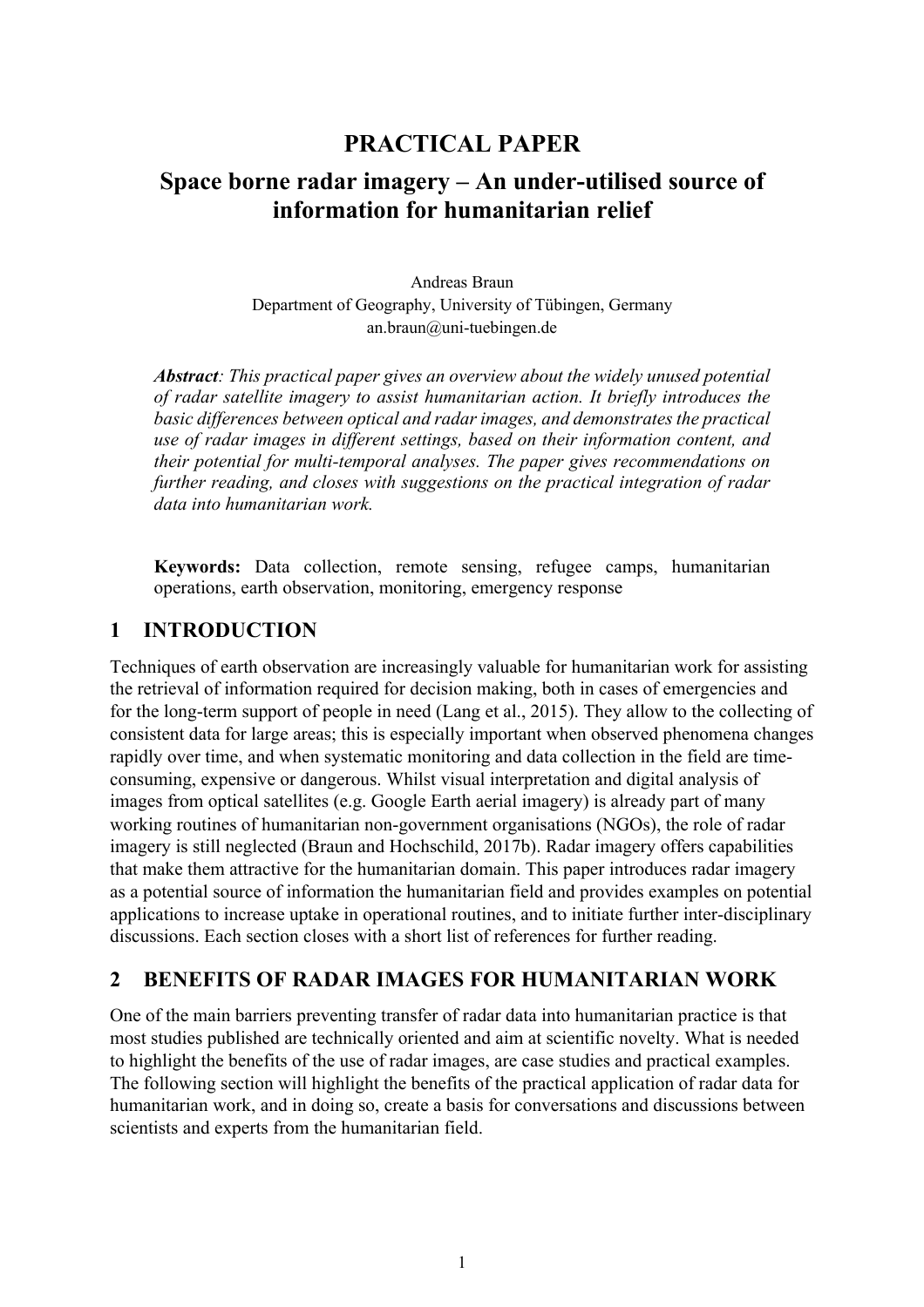# PRACTICAL PAPER

## Space borne radar imagery – An under-utilised source of information for humanitarian relief

Andreas Braun
Department of Geography, University of Tübingen, Germany
an.braun@uni-tuebingen.de

***Abstract**: This practical paper gives an overview about the widely unused potential of radar satellite imagery to assist humanitarian action. It briefly introduces the basic differences between optical and radar images, and demonstrates the practical use of radar images in different settings, based on their information content, and their potential for multi-temporal analyses. The paper gives recommendations on further reading, and closes with suggestions on the practical integration of radar data into humanitarian work.*

**Keywords:** Data collection, remote sensing, refugee camps, humanitarian operations, earth observation, monitoring, emergency response

## 1 INTRODUCTION

Techniques of earth observation are increasingly valuable for humanitarian work for assisting the retrieval of information required for decision making, both in cases of emergencies and for the long-term support of people in need (Lang et al., 2015). They allow to the collecting of consistent data for large areas; this is especially important when observed phenomena changes rapidly over time, and when systematic monitoring and data collection in the field are time-consuming, expensive or dangerous. Whilst visual interpretation and digital analysis of images from optical satellites (e.g. Google Earth aerial imagery) is already part of many working routines of humanitarian non-government organisations (NGOs), the role of radar imagery is still neglected (Braun and Hochschild, 2017b). Radar imagery offers capabilities that make them attractive for the humanitarian domain. This paper introduces radar imagery as a potential source of information the humanitarian field and provides examples on potential applications to increase uptake in operational routines, and to initiate further inter-disciplinary discussions. Each section closes with a short list of references for further reading.

## 2 BENEFITS OF RADAR IMAGES FOR HUMANITARIAN WORK

One of the main barriers preventing transfer of radar data into humanitarian practice is that most studies published are technically oriented and aim at scientific novelty. What is needed to highlight the benefits of the use of radar images, are case studies and practical examples. The following section will highlight the benefits of the practical application of radar data for humanitarian work, and in doing so, create a basis for conversations and discussions between scientists and experts from the humanitarian field.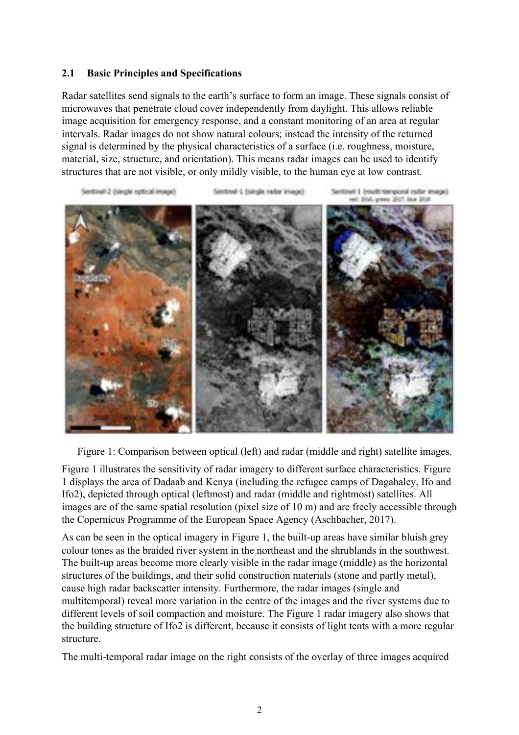### 2.1 Basic Principles and Specifications

Radar satellites send signals to the earth's surface to form an image. These signals consist of microwaves that penetrate cloud cover independently from daylight. This allows reliable image acquisition for emergency response, and a constant monitoring of an area at regular intervals. Radar images do not show natural colours; instead the intensity of the returned signal is determined by the physical characteristics of a surface (i.e. roughness, moisture, material, size, structure, and orientation). This means radar images can be used to identify structures that are not visible, or only mildly visible, to the human eye at low contrast.

Figure 1: Comparison between optical (left) and radar (middle and right) satellite images.

Figure 1 illustrates the sensitivity of radar imagery to different surface characteristics. Figure 1 displays the area of Dadaab and Kenya (including the refugee camps of Dagahaley, Ifo and Ifo2), depicted through optical (leftmost) and radar (middle and rightmost) satellites. All images are of the same spatial resolution (pixel size of 10 m) and are freely accessible through the Copernicus Programme of the European Space Agency (Aschbacher, 2017).

As can be seen in the optical imagery in Figure 1, the built-up areas have similar bluish grey colour tones as the braided river system in the northeast and the shrublands in the southwest. The built-up areas become more clearly visible in the radar image (middle) as the horizontal structures of the buildings, and their solid construction materials (stone and partly metal), cause high radar backscatter intensity. Furthermore, the radar images (single and multitemporal) reveal more variation in the centre of the images and the river systems due to different levels of soil compaction and moisture. The Figure 1 radar imagery also shows that the building structure of Ifo2 is different, because it consists of light tents with a more regular structure.

The multi-temporal radar image on the right consists of the overlay of three images acquired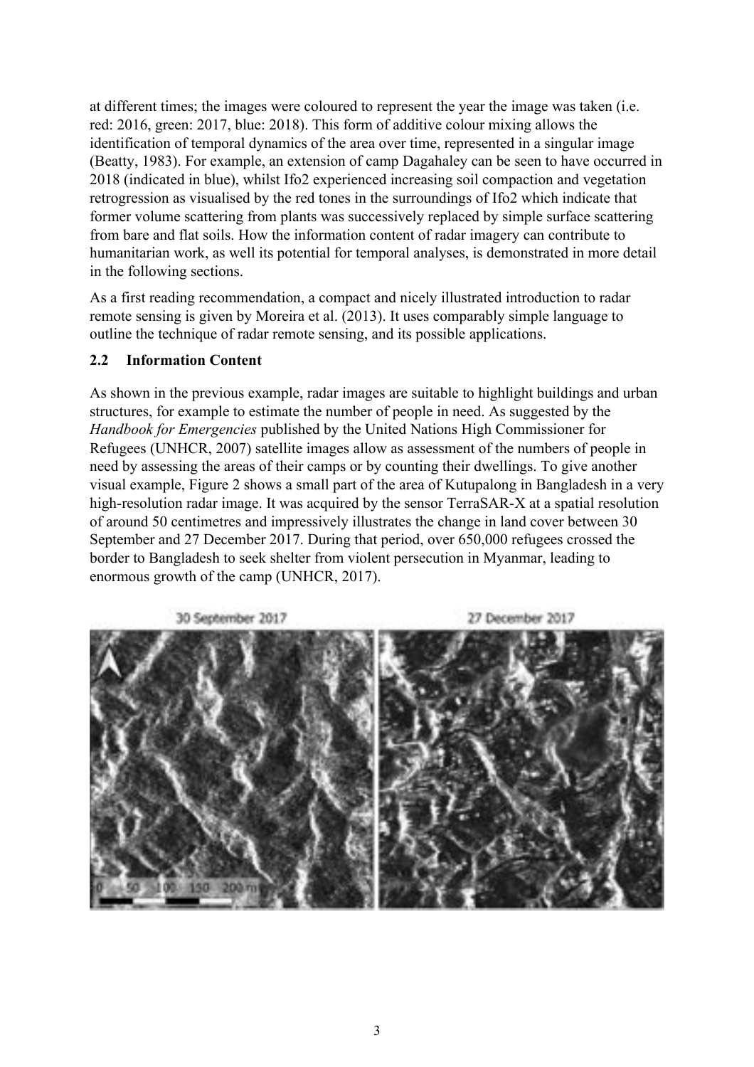at different times; the images were coloured to represent the year the image was taken (i.e. red: 2016, green: 2017, blue: 2018). This form of additive colour mixing allows the identification of temporal dynamics of the area over time, represented in a singular image (Beatty, 1983). For example, an extension of camp Dagahaley can be seen to have occurred in 2018 (indicated in blue), whilst Ifo2 experienced increasing soil compaction and vegetation retrogression as visualised by the red tones in the surroundings of Ifo2 which indicate that former volume scattering from plants was successively replaced by simple surface scattering from bare and flat soils. How the information content of radar imagery can contribute to humanitarian work, as well its potential for temporal analyses, is demonstrated in more detail in the following sections.

As a first reading recommendation, a compact and nicely illustrated introduction to radar remote sensing is given by Moreira et al. (2013). It uses comparably simple language to outline the technique of radar remote sensing, and its possible applications.

## 2.2 Information Content

As shown in the previous example, radar images are suitable to highlight buildings and urban structures, for example to estimate the number of people in need. As suggested by the *Handbook for Emergencies* published by the United Nations High Commissioner for Refugees (UNHCR, 2007) satellite images allow as assessment of the numbers of people in need by assessing the areas of their camps or by counting their dwellings. To give another visual example, Figure 2 shows a small part of the area of Kutupalong in Bangladesh in a very high-resolution radar image. It was acquired by the sensor TerraSAR-X at a spatial resolution of around 50 centimetres and impressively illustrates the change in land cover between 30 September and 27 December 2017. During that period, over 650,000 refugees crossed the border to Bangladesh to seek shelter from violent persecution in Myanmar, leading to enormous growth of the camp (UNHCR, 2017).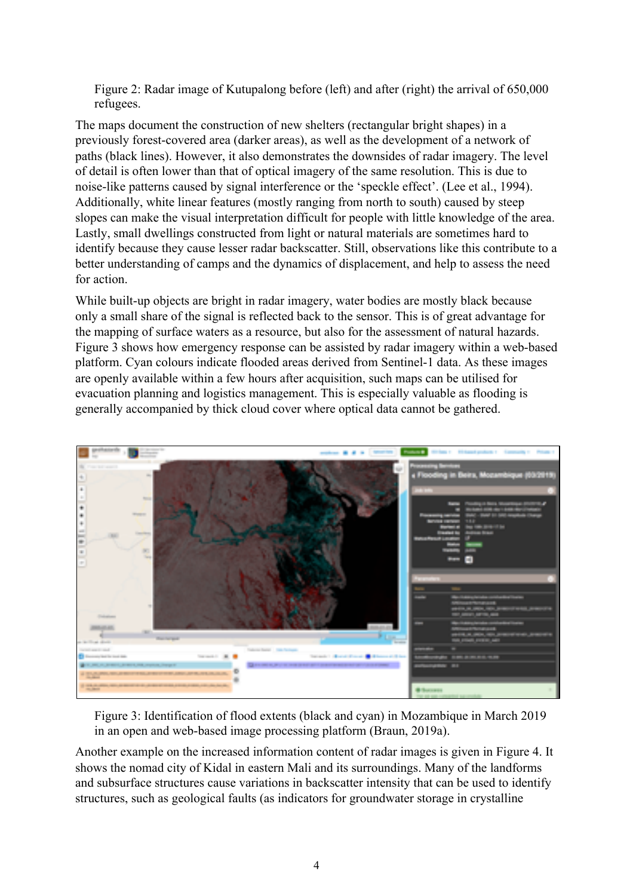Figure 2: Radar image of Kutupalong before (left) and after (right) the arrival of 650,000 refugees.

The maps document the construction of new shelters (rectangular bright shapes) in a previously forest-covered area (darker areas), as well as the development of a network of paths (black lines). However, it also demonstrates the downsides of radar imagery. The level of detail is often lower than that of optical imagery of the same resolution. This is due to noise-like patterns caused by signal interference or the 'speckle effect'. (Lee et al., 1994). Additionally, white linear features (mostly ranging from north to south) caused by steep slopes can make the visual interpretation difficult for people with little knowledge of the area. Lastly, small dwellings constructed from light or natural materials are sometimes hard to identify because they cause lesser radar backscatter. Still, observations like this contribute to a better understanding of camps and the dynamics of displacement, and help to assess the need for action.

While built-up objects are bright in radar imagery, water bodies are mostly black because only a small share of the signal is reflected back to the sensor. This is of great advantage for the mapping of surface waters as a resource, but also for the assessment of natural hazards. Figure 3 shows how emergency response can be assisted by radar imagery within a web-based platform. Cyan colours indicate flooded areas derived from Sentinel-1 data. As these images are openly available within a few hours after acquisition, such maps can be utilised for evacuation planning and logistics management. This is especially valuable as flooding is generally accompanied by thick cloud cover where optical data cannot be gathered.

Figure 3: Identification of flood extents (black and cyan) in Mozambique in March 2019 in an open and web-based image processing platform (Braun, 2019a).

Another example on the increased information content of radar images is given in Figure 4. It shows the nomad city of Kidal in eastern Mali and its surroundings. Many of the landforms and subsurface structures cause variations in backscatter intensity that can be used to identify structures, such as geological faults (as indicators for groundwater storage in crystalline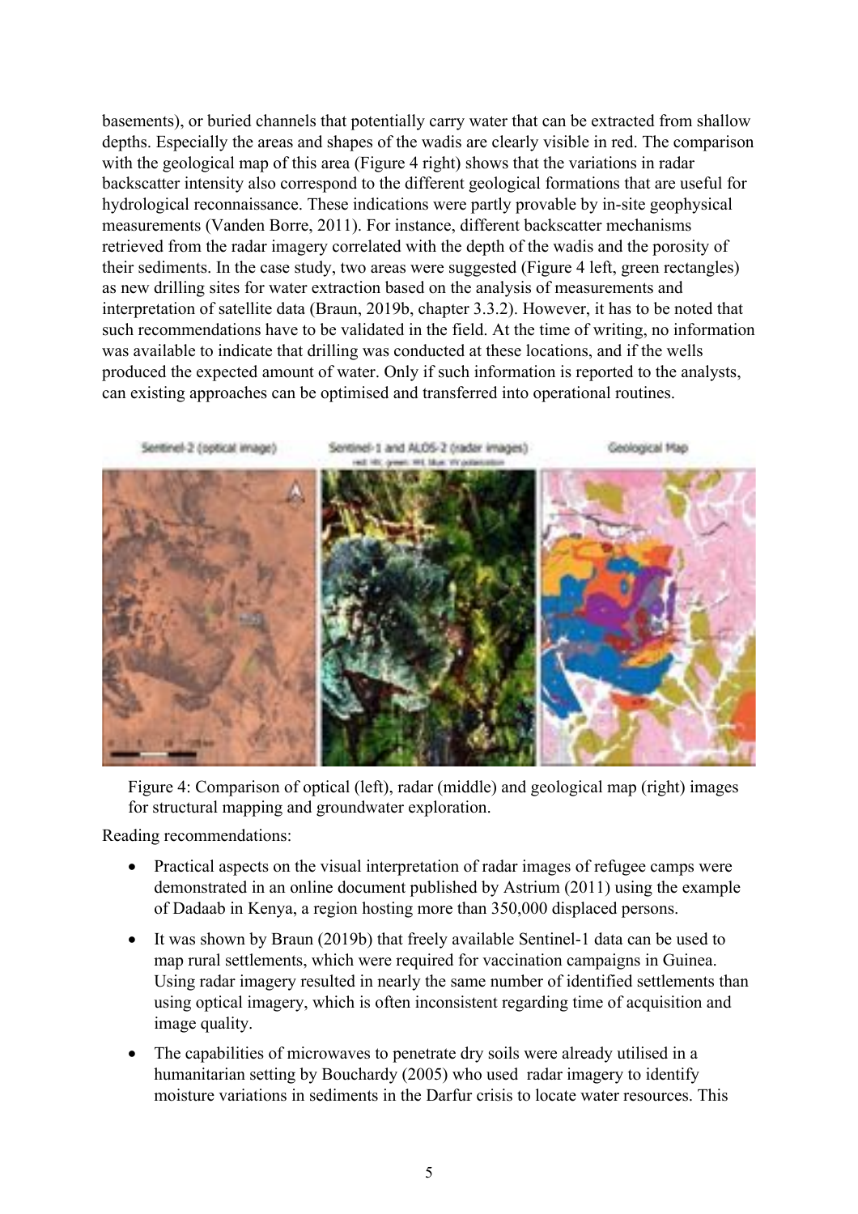basements), or buried channels that potentially carry water that can be extracted from shallow depths. Especially the areas and shapes of the wadis are clearly visible in red. The comparison with the geological map of this area (Figure 4 right) shows that the variations in radar backscatter intensity also correspond to the different geological formations that are useful for hydrological reconnaissance. These indications were partly provable by in-site geophysical measurements (Vanden Borre, 2011). For instance, different backscatter mechanisms retrieved from the radar imagery correlated with the depth of the wadis and the porosity of their sediments. In the case study, two areas were suggested (Figure 4 left, green rectangles) as new drilling sites for water extraction based on the analysis of measurements and interpretation of satellite data (Braun, 2019b, chapter 3.3.2). However, it has to be noted that such recommendations have to be validated in the field. At the time of writing, no information was available to indicate that drilling was conducted at these locations, and if the wells produced the expected amount of water. Only if such information is reported to the analysts, can existing approaches can be optimised and transferred into operational routines.

Figure 4: Comparison of optical (left), radar (middle) and geological map (right) images for structural mapping and groundwater exploration.

Reading recommendations:

- Practical aspects on the visual interpretation of radar images of refugee camps were demonstrated in an online document published by Astrium (2011) using the example of Dadaab in Kenya, a region hosting more than 350,000 displaced persons.
- It was shown by Braun (2019b) that freely available Sentinel-1 data can be used to map rural settlements, which were required for vaccination campaigns in Guinea. Using radar imagery resulted in nearly the same number of identified settlements than using optical imagery, which is often inconsistent regarding time of acquisition and image quality.
- The capabilities of microwaves to penetrate dry soils were already utilised in a humanitarian setting by Bouchardy (2005) who used radar imagery to identify moisture variations in sediments in the Darfur crisis to locate water resources. This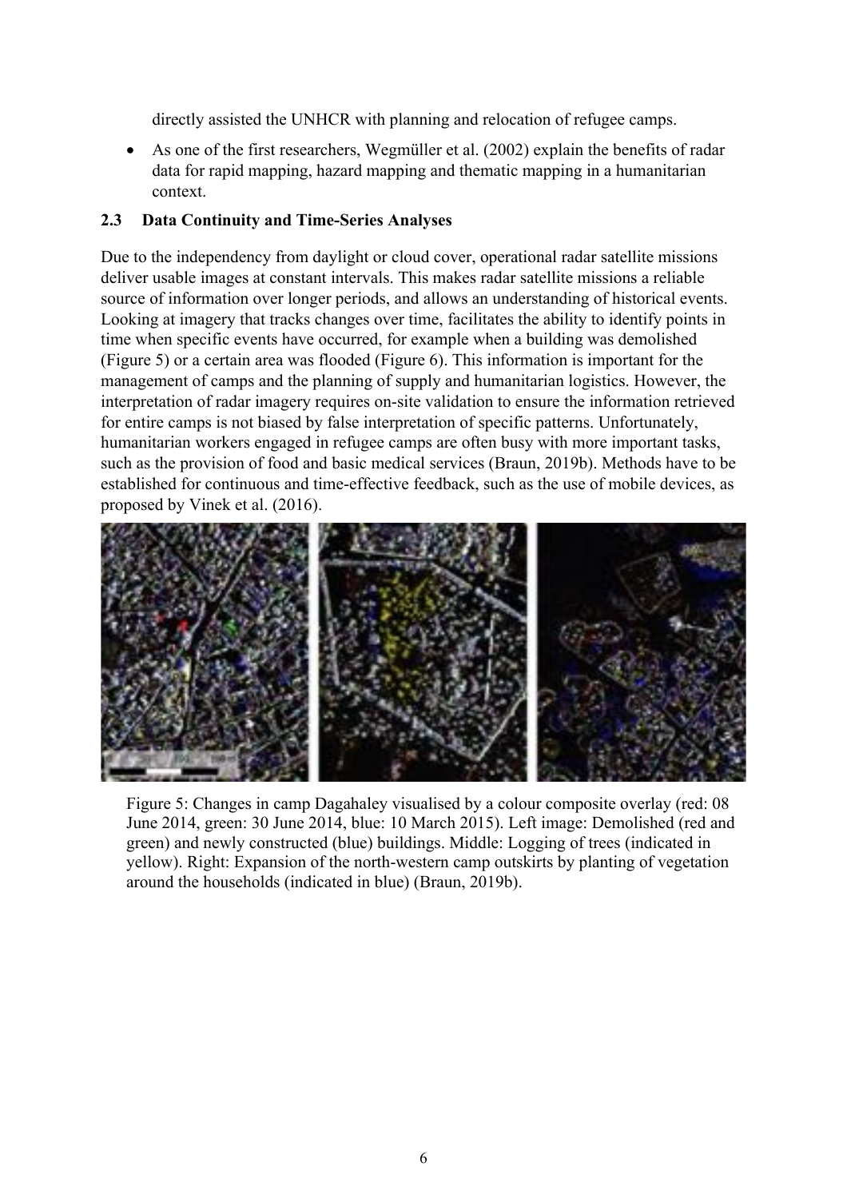directly assisted the UNHCR with planning and relocation of refugee camps.

- As one of the first researchers, Wegmüller et al. (2002) explain the benefits of radar data for rapid mapping, hazard mapping and thematic mapping in a humanitarian context.

## 2.3 Data Continuity and Time-Series Analyses

Due to the independency from daylight or cloud cover, operational radar satellite missions deliver usable images at constant intervals. This makes radar satellite missions a reliable source of information over longer periods, and allows an understanding of historical events. Looking at imagery that tracks changes over time, facilitates the ability to identify points in time when specific events have occurred, for example when a building was demolished (Figure 5) or a certain area was flooded (Figure 6). This information is important for the management of camps and the planning of supply and humanitarian logistics. However, the interpretation of radar imagery requires on-site validation to ensure the information retrieved for entire camps is not biased by false interpretation of specific patterns. Unfortunately, humanitarian workers engaged in refugee camps are often busy with more important tasks, such as the provision of food and basic medical services (Braun, 2019b). Methods have to be established for continuous and time-effective feedback, such as the use of mobile devices, as proposed by Vinek et al. (2016).

Figure 5: Changes in camp Dagahaley visualised by a colour composite overlay (red: 08 June 2014, green: 30 June 2014, blue: 10 March 2015). Left image: Demolished (red and green) and newly constructed (blue) buildings. Middle: Logging of trees (indicated in yellow). Right: Expansion of the north-western camp outskirts by planting of vegetation around the households (indicated in blue) (Braun, 2019b).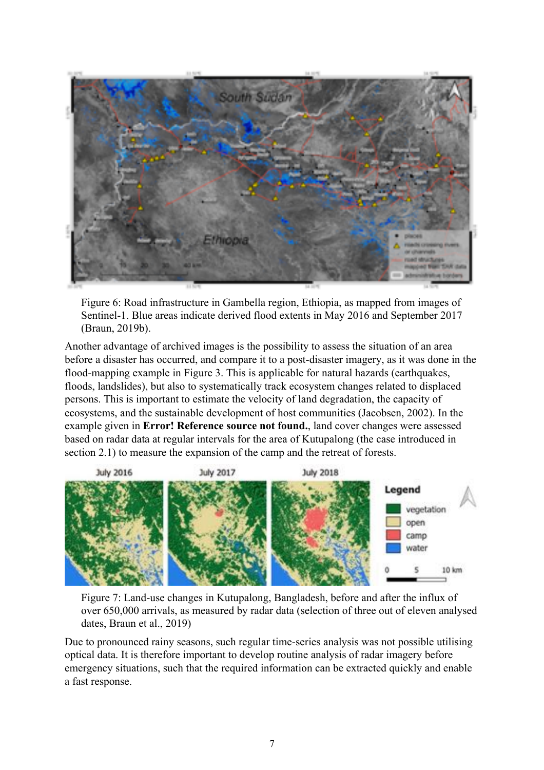Figure 6: Road infrastructure in Gambella region, Ethiopia, as mapped from images of Sentinel-1. Blue areas indicate derived flood extents in May 2016 and September 2017 (Braun, 2019b).

Another advantage of archived images is the possibility to assess the situation of an area before a disaster has occurred, and compare it to a post-disaster imagery, as it was done in the flood-mapping example in Figure 3. This is applicable for natural hazards (earthquakes, floods, landslides), but also to systematically track ecosystem changes related to displaced persons. This is important to estimate the velocity of land degradation, the capacity of ecosystems, and the sustainable development of host communities (Jacobsen, 2002). In the example given in **Error! Reference source not found.**, land cover changes were assessed based on radar data at regular intervals for the area of Kutupalong (the case introduced in section 2.1) to measure the expansion of the camp and the retreat of forests.

Figure 7: Land-use changes in Kutupalong, Bangladesh, before and after the influx of over 650,000 arrivals, as measured by radar data (selection of three out of eleven analysed dates, Braun et al., 2019)

Due to pronounced rainy seasons, such regular time-series analysis was not possible utilising optical data. It is therefore important to develop routine analysis of radar imagery before emergency situations, such that the required information can be extracted quickly and enable a fast response.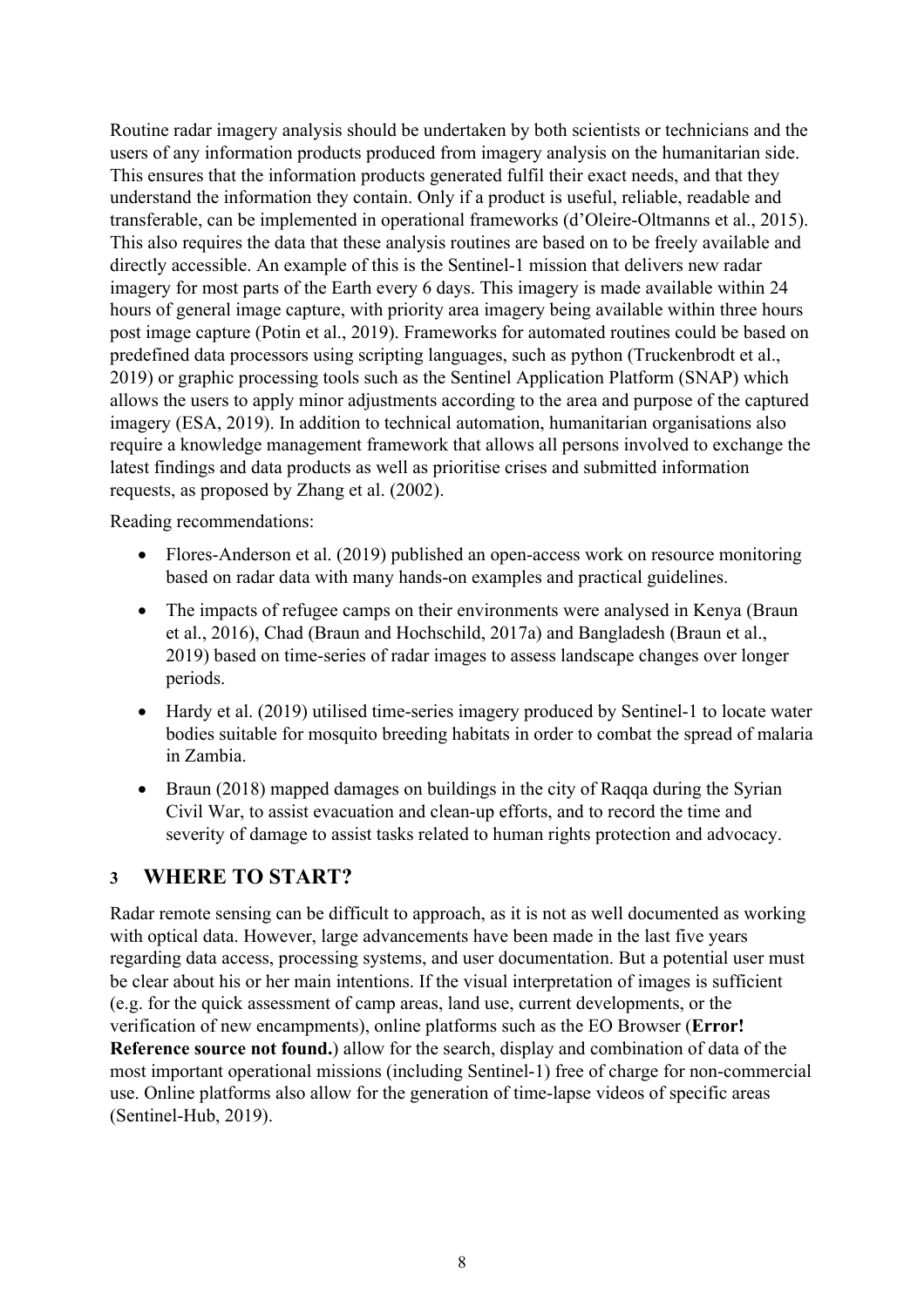Routine radar imagery analysis should be undertaken by both scientists or technicians and the users of any information products produced from imagery analysis on the humanitarian side. This ensures that the information products generated fulfil their exact needs, and that they understand the information they contain. Only if a product is useful, reliable, readable and transferable, can be implemented in operational frameworks (d'Oleire-Oltmanns et al., 2015). This also requires the data that these analysis routines are based on to be freely available and directly accessible. An example of this is the Sentinel-1 mission that delivers new radar imagery for most parts of the Earth every 6 days. This imagery is made available within 24 hours of general image capture, with priority area imagery being available within three hours post image capture (Potin et al., 2019). Frameworks for automated routines could be based on predefined data processors using scripting languages, such as python (Truckenbrodt et al., 2019) or graphic processing tools such as the Sentinel Application Platform (SNAP) which allows the users to apply minor adjustments according to the area and purpose of the captured imagery (ESA, 2019). In addition to technical automation, humanitarian organisations also require a knowledge management framework that allows all persons involved to exchange the latest findings and data products as well as prioritise crises and submitted information requests, as proposed by Zhang et al. (2002).

Reading recommendations:

- Flores-Anderson et al. (2019) published an open-access work on resource monitoring based on radar data with many hands-on examples and practical guidelines.
- The impacts of refugee camps on their environments were analysed in Kenya (Braun et al., 2016), Chad (Braun and Hochschild, 2017a) and Bangladesh (Braun et al., 2019) based on time-series of radar images to assess landscape changes over longer periods.
- Hardy et al. (2019) utilised time-series imagery produced by Sentinel-1 to locate water bodies suitable for mosquito breeding habitats in order to combat the spread of malaria in Zambia.
- Braun (2018) mapped damages on buildings in the city of Raqqa during the Syrian Civil War, to assist evacuation and clean-up efforts, and to record the time and severity of damage to assist tasks related to human rights protection and advocacy.

# 3 WHERE TO START?

Radar remote sensing can be difficult to approach, as it is not as well documented as working with optical data. However, large advancements have been made in the last five years regarding data access, processing systems, and user documentation. But a potential user must be clear about his or her main intentions. If the visual interpretation of images is sufficient (e.g. for the quick assessment of camp areas, land use, current developments, or the verification of new encampments), online platforms such as the EO Browser (**Error! Reference source not found.**) allow for the search, display and combination of data of the most important operational missions (including Sentinel-1) free of charge for non-commercial use. Online platforms also allow for the generation of time-lapse videos of specific areas (Sentinel-Hub, 2019).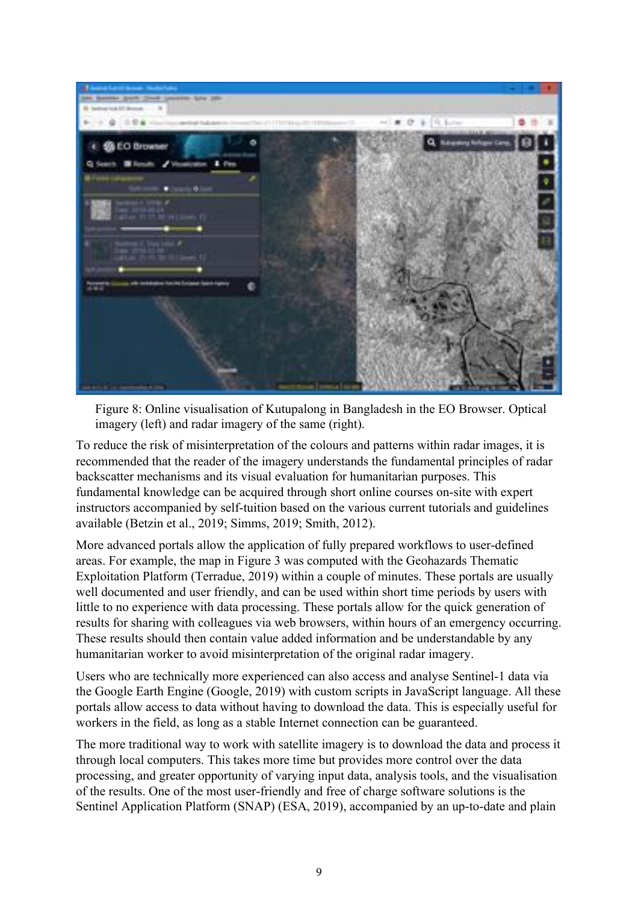Figure 8: Online visualisation of Kutupalong in Bangladesh in the EO Browser. Optical imagery (left) and radar imagery of the same (right).

To reduce the risk of misinterpretation of the colours and patterns within radar images, it is recommended that the reader of the imagery understands the fundamental principles of radar backscatter mechanisms and its visual evaluation for humanitarian purposes. This fundamental knowledge can be acquired through short online courses on-site with expert instructors accompanied by self-tuition based on the various current tutorials and guidelines available (Betzin et al., 2019; Simms, 2019; Smith, 2012).

More advanced portals allow the application of fully prepared workflows to user-defined areas. For example, the map in Figure 3 was computed with the Geohazards Thematic Exploitation Platform (Terradue, 2019) within a couple of minutes. These portals are usually well documented and user friendly, and can be used within short time periods by users with little to no experience with data processing. These portals allow for the quick generation of results for sharing with colleagues via web browsers, within hours of an emergency occurring. These results should then contain value added information and be understandable by any humanitarian worker to avoid misinterpretation of the original radar imagery.

Users who are technically more experienced can also access and analyse Sentinel-1 data via the Google Earth Engine (Google, 2019) with custom scripts in JavaScript language. All these portals allow access to data without having to download the data. This is especially useful for workers in the field, as long as a stable Internet connection can be guaranteed.

The more traditional way to work with satellite imagery is to download the data and process it through local computers. This takes more time but provides more control over the data processing, and greater opportunity of varying input data, analysis tools, and the visualisation of the results. One of the most user-friendly and free of charge software solutions is the Sentinel Application Platform (SNAP) (ESA, 2019), accompanied by an up-to-date and plain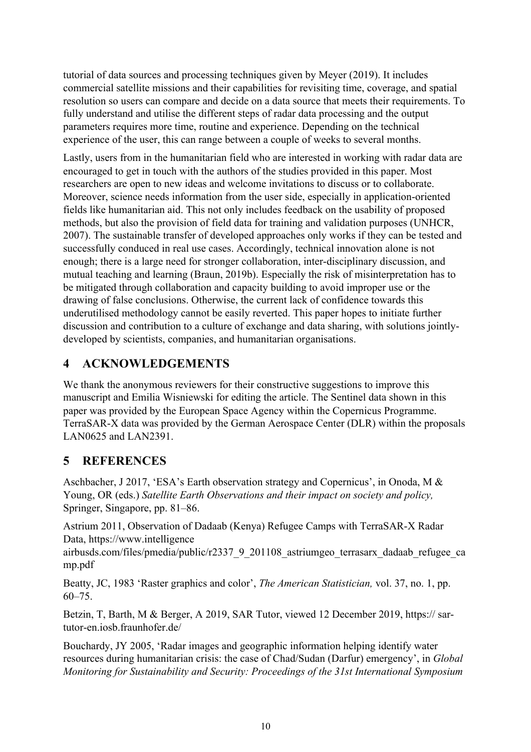tutorial of data sources and processing techniques given by Meyer (2019). It includes commercial satellite missions and their capabilities for revisiting time, coverage, and spatial resolution so users can compare and decide on a data source that meets their requirements. To fully understand and utilise the different steps of radar data processing and the output parameters requires more time, routine and experience. Depending on the technical experience of the user, this can range between a couple of weeks to several months.

Lastly, users from in the humanitarian field who are interested in working with radar data are encouraged to get in touch with the authors of the studies provided in this paper. Most researchers are open to new ideas and welcome invitations to discuss or to collaborate. Moreover, science needs information from the user side, especially in application-oriented fields like humanitarian aid. This not only includes feedback on the usability of proposed methods, but also the provision of field data for training and validation purposes (UNHCR, 2007). The sustainable transfer of developed approaches only works if they can be tested and successfully conduced in real use cases. Accordingly, technical innovation alone is not enough; there is a large need for stronger collaboration, inter-disciplinary discussion, and mutual teaching and learning (Braun, 2019b). Especially the risk of misinterpretation has to be mitigated through collaboration and capacity building to avoid improper use or the drawing of false conclusions. Otherwise, the current lack of confidence towards this underutilised methodology cannot be easily reverted. This paper hopes to initiate further discussion and contribution to a culture of exchange and data sharing, with solutions jointly-developed by scientists, companies, and humanitarian organisations.

# 4 ACKNOWLEDGEMENTS

We thank the anonymous reviewers for their constructive suggestions to improve this manuscript and Emilia Wisniewski for editing the article. The Sentinel data shown in this paper was provided by the European Space Agency within the Copernicus Programme. TerraSAR-X data was provided by the German Aerospace Center (DLR) within the proposals LAN0625 and LAN2391.

# 5 REFERENCES

Aschbacher, J 2017, 'ESA's Earth observation strategy and Copernicus', in Onoda, M & Young, OR (eds.) *Satellite Earth Observations and their impact on society and policy,* Springer, Singapore, pp. 81–86.

Astrium 2011, Observation of Dadaab (Kenya) Refugee Camps with TerraSAR-X Radar Data, https://www.intelligence airbusds.com/files/pmedia/public/r2337_9_201108_astriumgeo_terrasarx_dadaab_refugee_camp.pdf

Beatty, JC, 1983 'Raster graphics and color', *The American Statistician,* vol. 37, no. 1, pp. 60–75.

Betzin, T, Barth, M & Berger, A 2019, SAR Tutor, viewed 12 December 2019, https:// sar-tutor-en.iosb.fraunhofer.de/

Bouchardy, JY 2005, 'Radar images and geographic information helping identify water resources during humanitarian crisis: the case of Chad/Sudan (Darfur) emergency', in *Global Monitoring for Sustainability and Security: Proceedings of the 31st International Symposium*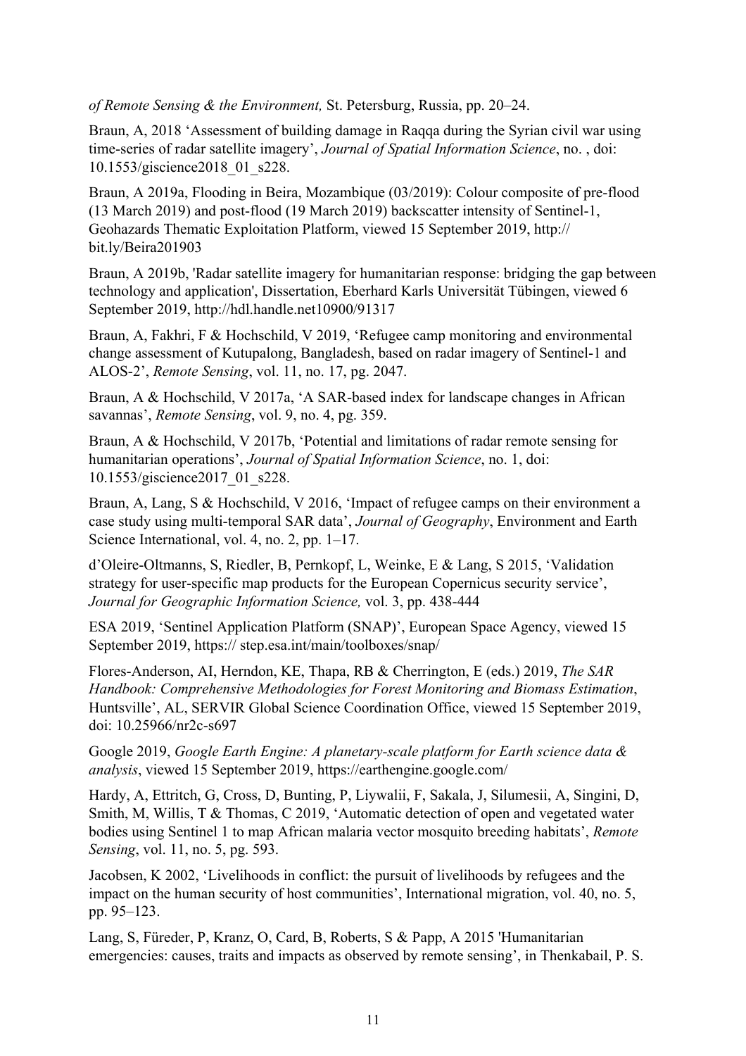*of Remote Sensing & the Environment,* St. Petersburg, Russia, pp. 20–24.

Braun, A, 2018 ‘Assessment of building damage in Raqqa during the Syrian civil war using time-series of radar satellite imagery’, *Journal of Spatial Information Science*, no. , doi: 10.1553/giscience2018_01_s228.

Braun, A 2019a, Flooding in Beira, Mozambique (03/2019): Colour composite of pre-flood (13 March 2019) and post-flood (19 March 2019) backscatter intensity of Sentinel-1, Geohazards Thematic Exploitation Platform, viewed 15 September 2019, http:// bit.ly/Beira201903

Braun, A 2019b, 'Radar satellite imagery for humanitarian response: bridging the gap between technology and application', Dissertation, Eberhard Karls Universität Tübingen, viewed 6 September 2019, http://hdl.handle.net10900/91317

Braun, A, Fakhri, F & Hochschild, V 2019, ‘Refugee camp monitoring and environmental change assessment of Kutupalong, Bangladesh, based on radar imagery of Sentinel-1 and ALOS-2’, *Remote Sensing*, vol. 11, no. 17, pg. 2047.

Braun, A & Hochschild, V 2017a, ‘A SAR-based index for landscape changes in African savannas’, *Remote Sensing*, vol. 9, no. 4, pg. 359.

Braun, A & Hochschild, V 2017b, ‘Potential and limitations of radar remote sensing for humanitarian operations’, *Journal of Spatial Information Science*, no. 1, doi: 10.1553/giscience2017_01_s228.

Braun, A, Lang, S & Hochschild, V 2016, ‘Impact of refugee camps on their environment a case study using multi-temporal SAR data’, *Journal of Geography*, Environment and Earth Science International, vol. 4, no. 2, pp. 1–17.

d’Oleire-Oltmanns, S, Riedler, B, Pernkopf, L, Weinke, E & Lang, S 2015, ‘Validation strategy for user-specific map products for the European Copernicus security service’, *Journal for Geographic Information Science,* vol. 3, pp. 438-444

ESA 2019, ‘Sentinel Application Platform (SNAP)’, European Space Agency, viewed 15 September 2019, https:// step.esa.int/main/toolboxes/snap/

Flores-Anderson, AI, Herndon, KE, Thapa, RB & Cherrington, E (eds.) 2019, *The SAR Handbook: Comprehensive Methodologies for Forest Monitoring and Biomass Estimation*, Huntsville’, AL, SERVIR Global Science Coordination Office, viewed 15 September 2019, doi: 10.25966/nr2c-s697

Google 2019, *Google Earth Engine: A planetary-scale platform for Earth science data & analysis*, viewed 15 September 2019, https://earthengine.google.com/

Hardy, A, Ettritch, G, Cross, D, Bunting, P, Liywalii, F, Sakala, J, Silumesii, A, Singini, D, Smith, M, Willis, T & Thomas, C 2019, ‘Automatic detection of open and vegetated water bodies using Sentinel 1 to map African malaria vector mosquito breeding habitats’, *Remote Sensing*, vol. 11, no. 5, pg. 593.

Jacobsen, K 2002, ‘Livelihoods in conflict: the pursuit of livelihoods by refugees and the impact on the human security of host communities’, International migration, vol. 40, no. 5, pp. 95–123.

Lang, S, Füreder, P, Kranz, O, Card, B, Roberts, S & Papp, A 2015 'Humanitarian emergencies: causes, traits and impacts as observed by remote sensing’, in Thenkabail, P. S.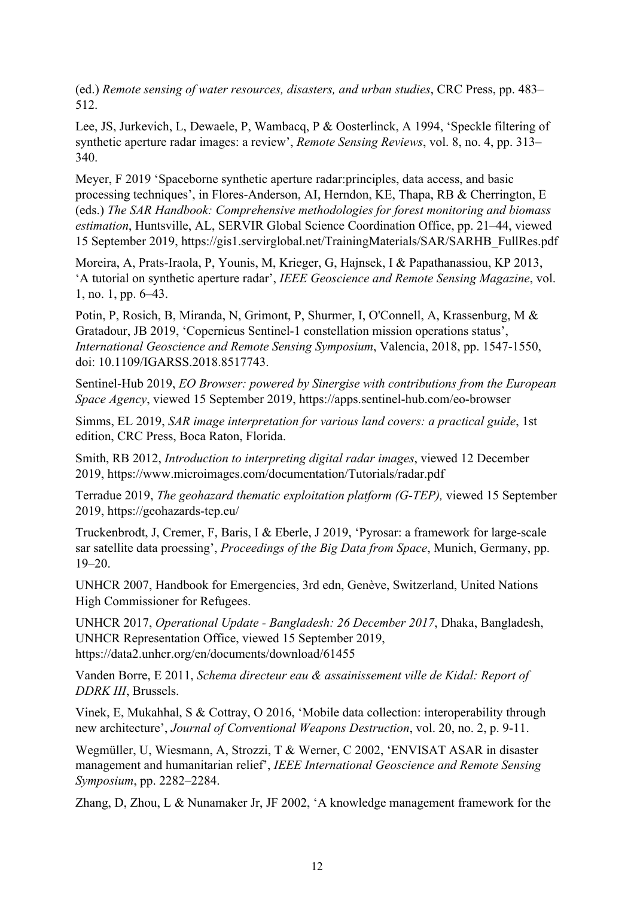(ed.) *Remote sensing of water resources, disasters, and urban studies*, CRC Press, pp. 483–512.

Lee, JS, Jurkevich, L, Dewaele, P, Wambacq, P & Oosterlinck, A 1994, 'Speckle filtering of synthetic aperture radar images: a review', *Remote Sensing Reviews*, vol. 8, no. 4, pp. 313–340.

Meyer, F 2019 'Spaceborne synthetic aperture radar:principles, data access, and basic processing techniques', in Flores-Anderson, AI, Herndon, KE, Thapa, RB & Cherrington, E (eds.) *The SAR Handbook: Comprehensive methodologies for forest monitoring and biomass estimation*, Huntsville, AL, SERVIR Global Science Coordination Office, pp. 21–44, viewed 15 September 2019, https://gis1.servirglobal.net/TrainingMaterials/SAR/SARHB_FullRes.pdf

Moreira, A, Prats-Iraola, P, Younis, M, Krieger, G, Hajnsek, I & Papathanassiou, KP 2013, 'A tutorial on synthetic aperture radar', *IEEE Geoscience and Remote Sensing Magazine*, vol. 1, no. 1, pp. 6–43.

Potin, P, Rosich, B, Miranda, N, Grimont, P, Shurmer, I, O'Connell, A, Krassenburg, M & Gratadour, JB 2019, 'Copernicus Sentinel-1 constellation mission operations status', *International Geoscience and Remote Sensing Symposium*, Valencia, 2018, pp. 1547-1550, doi: 10.1109/IGARSS.2018.8517743.

Sentinel-Hub 2019, *EO Browser: powered by Sinergise with contributions from the European Space Agency*, viewed 15 September 2019, https://apps.sentinel-hub.com/eo-browser

Simms, EL 2019, *SAR image interpretation for various land covers: a practical guide*, 1st edition, CRC Press, Boca Raton, Florida.

Smith, RB 2012, *Introduction to interpreting digital radar images*, viewed 12 December 2019, https://www.microimages.com/documentation/Tutorials/radar.pdf

Terradue 2019, *The geohazard thematic exploitation platform (G-TEP),* viewed 15 September 2019, https://geohazards-tep.eu/

Truckenbrodt, J, Cremer, F, Baris, I & Eberle, J 2019, 'Pyrosar: a framework for large-scale sar satellite data proessing', *Proceedings of the Big Data from Space*, Munich, Germany, pp. 19–20.

UNHCR 2007, Handbook for Emergencies, 3rd edn, Genève, Switzerland, United Nations High Commissioner for Refugees.

UNHCR 2017, *Operational Update - Bangladesh: 26 December 2017*, Dhaka, Bangladesh, UNHCR Representation Office, viewed 15 September 2019, https://data2.unhcr.org/en/documents/download/61455

Vanden Borre, E 2011, *Schema directeur eau & assainissement ville de Kidal: Report of DDRK III*, Brussels.

Vinek, E, Mukahhal, S & Cottray, O 2016, 'Mobile data collection: interoperability through new architecture', *Journal of Conventional Weapons Destruction*, vol. 20, no. 2, p. 9-11.

Wegmüller, U, Wiesmann, A, Strozzi, T & Werner, C 2002, 'ENVISAT ASAR in disaster management and humanitarian relief', *IEEE International Geoscience and Remote Sensing Symposium*, pp. 2282–2284.

Zhang, D, Zhou, L & Nunamaker Jr, JF 2002, 'A knowledge management framework for the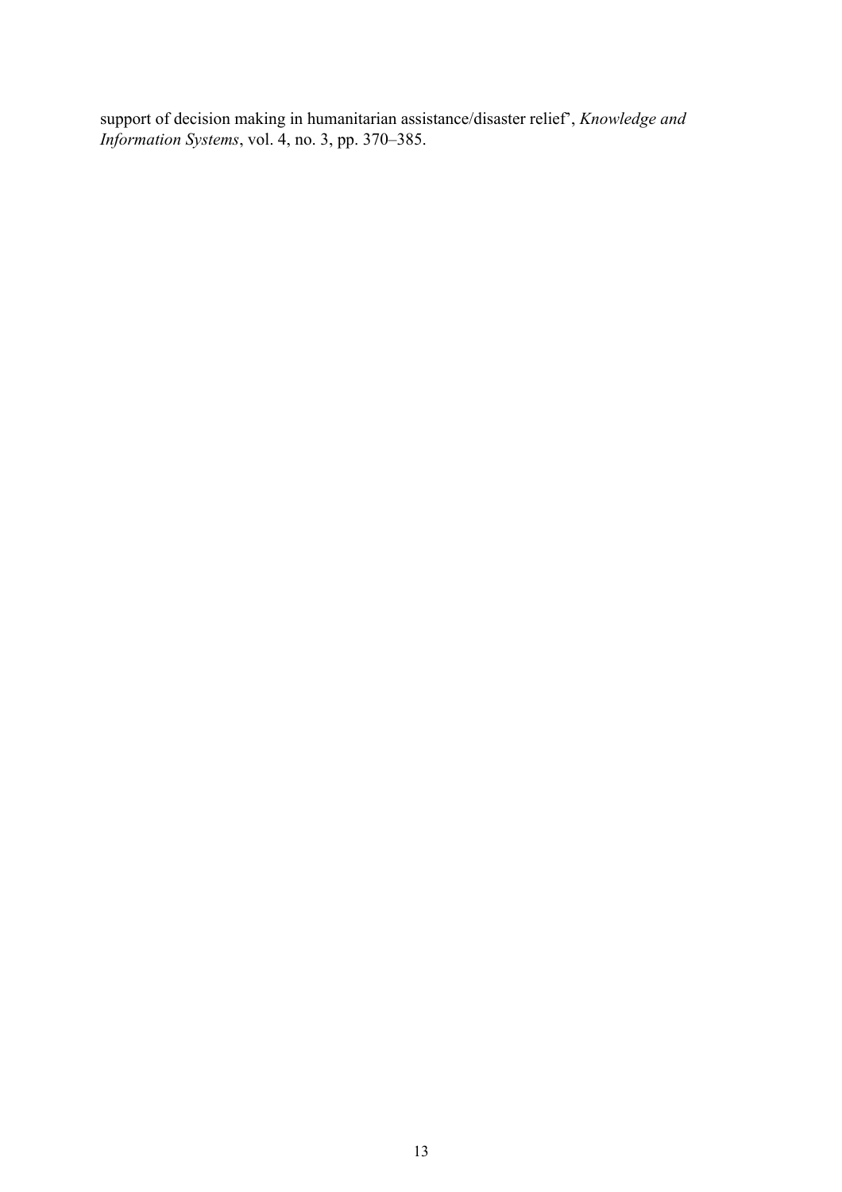support of decision making in humanitarian assistance/disaster relief', *Knowledge and Information Systems*, vol. 4, no. 3, pp. 370–385.